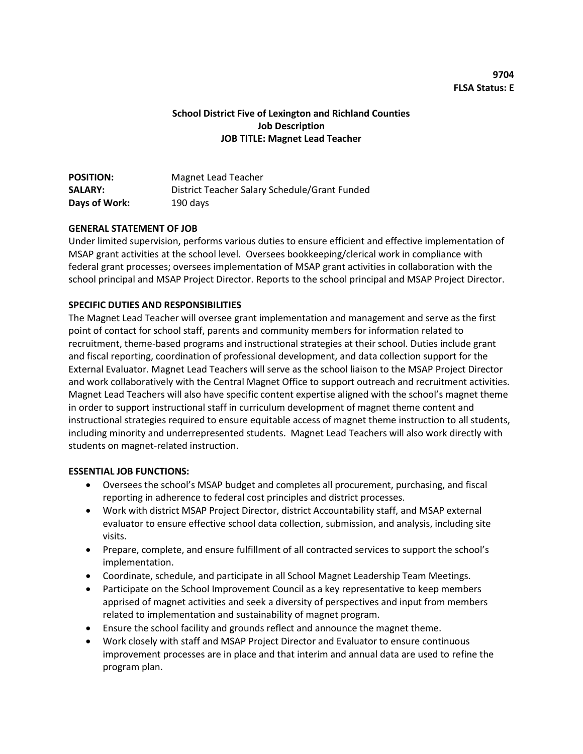**9704**
**FLSA Status: E**

**School District Five of Lexington and Richland Counties**
**Job Description**
**JOB TITLE: Magnet Lead Teacher**

| | |
|---|---|
| **POSITION:** | Magnet Lead Teacher |
| **SALARY:** | District Teacher Salary Schedule/Grant Funded |
| **Days of Work:** | 190 days |

## GENERAL STATEMENT OF JOB

Under limited supervision, performs various duties to ensure efficient and effective implementation of MSAP grant activities at the school level. Oversees bookkeeping/clerical work in compliance with federal grant processes; oversees implementation of MSAP grant activities in collaboration with the school principal and MSAP Project Director. Reports to the school principal and MSAP Project Director.

## SPECIFIC DUTIES AND RESPONSIBILITIES

The Magnet Lead Teacher will oversee grant implementation and management and serve as the first point of contact for school staff, parents and community members for information related to recruitment, theme-based programs and instructional strategies at their school. Duties include grant and fiscal reporting, coordination of professional development, and data collection support for the External Evaluator. Magnet Lead Teachers will serve as the school liaison to the MSAP Project Director and work collaboratively with the Central Magnet Office to support outreach and recruitment activities. Magnet Lead Teachers will also have specific content expertise aligned with the school's magnet theme in order to support instructional staff in curriculum development of magnet theme content and instructional strategies required to ensure equitable access of magnet theme instruction to all students, including minority and underrepresented students. Magnet Lead Teachers will also work directly with students on magnet-related instruction.

## ESSENTIAL JOB FUNCTIONS:

- Oversees the school's MSAP budget and completes all procurement, purchasing, and fiscal reporting in adherence to federal cost principles and district processes.
- Work with district MSAP Project Director, district Accountability staff, and MSAP external evaluator to ensure effective school data collection, submission, and analysis, including site visits.
- Prepare, complete, and ensure fulfillment of all contracted services to support the school's implementation.
- Coordinate, schedule, and participate in all School Magnet Leadership Team Meetings.
- Participate on the School Improvement Council as a key representative to keep members apprised of magnet activities and seek a diversity of perspectives and input from members related to implementation and sustainability of magnet program.
- Ensure the school facility and grounds reflect and announce the magnet theme.
- Work closely with staff and MSAP Project Director and Evaluator to ensure continuous improvement processes are in place and that interim and annual data are used to refine the program plan.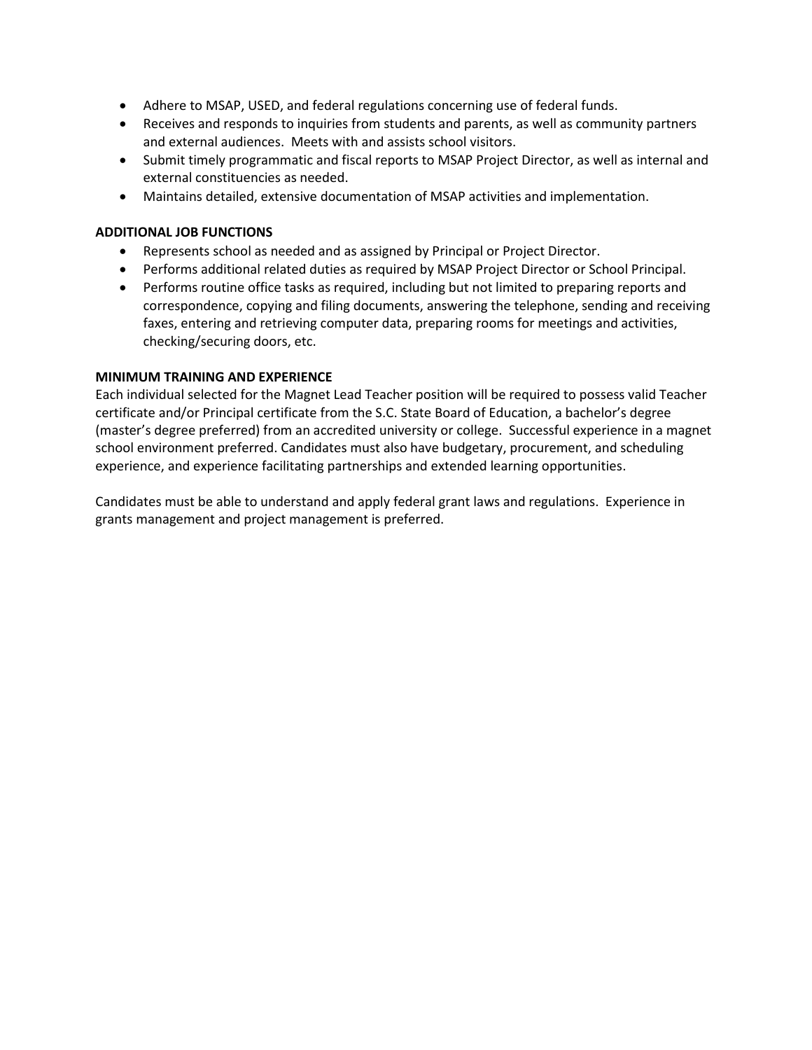- Adhere to MSAP, USED, and federal regulations concerning use of federal funds.
- Receives and responds to inquiries from students and parents, as well as community partners and external audiences. Meets with and assists school visitors.
- Submit timely programmatic and fiscal reports to MSAP Project Director, as well as internal and external constituencies as needed.
- Maintains detailed, extensive documentation of MSAP activities and implementation.

**ADDITIONAL JOB FUNCTIONS**

- Represents school as needed and as assigned by Principal or Project Director.
- Performs additional related duties as required by MSAP Project Director or School Principal.
- Performs routine office tasks as required, including but not limited to preparing reports and correspondence, copying and filing documents, answering the telephone, sending and receiving faxes, entering and retrieving computer data, preparing rooms for meetings and activities, checking/securing doors, etc.

**MINIMUM TRAINING AND EXPERIENCE**

Each individual selected for the Magnet Lead Teacher position will be required to possess valid Teacher certificate and/or Principal certificate from the S.C. State Board of Education, a bachelor's degree (master's degree preferred) from an accredited university or college. Successful experience in a magnet school environment preferred. Candidates must also have budgetary, procurement, and scheduling experience, and experience facilitating partnerships and extended learning opportunities.

Candidates must be able to understand and apply federal grant laws and regulations. Experience in grants management and project management is preferred.